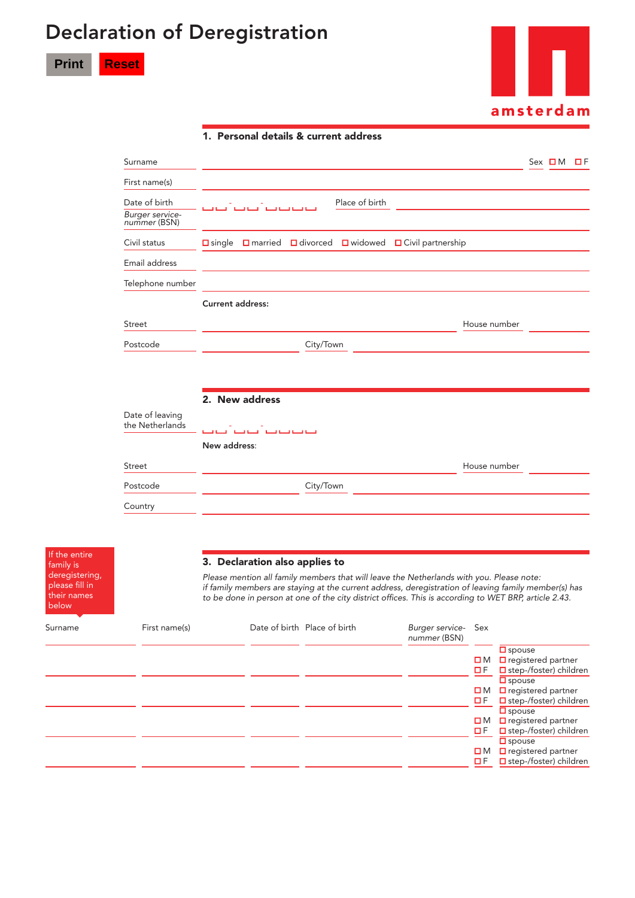# Declaration of Deregistration

Print Reset

amsterdam

## 1. Personal details & current address

Surname ______ Sex ☐ M ☐ F

First name(s) ______

Date of birth __ __ - __ __ - __ __ __ __ Place of birth ______

*Burger service-nummer* (BSN) ______

Civil status ☐ single ☐ married ☐ divorced ☐ widowed ☐ Civil partnership

Email address ______

Telephone number ______

**Current address:**

Street ______ House number ______

Postcode ______ City/Town ______

## 2. New address

Date of leaving the Netherlands __ __ - __ __ - __ __ __ __

**New address:**

Street ______ House number ______

Postcode ______ City/Town ______

Country ______

## 3. Declaration also applies to

If the entire family is deregistering, please fill in their names below

*Please mention all family members that will leave the Netherlands with you. Please note: if family members are staying at the current address, deregistration of leaving family member(s) has to be done in person at one of the city district offices. This is according to WET BRP, article 2.43.*

| Surname | First name(s) | Date of birth | Place of birth | *Burger service-nummer* (BSN) | Sex | |
|---|---|---|---|---|---|---|
| | | | | | ☐ M ☐ F | ☐ spouse ☐ registered partner ☐ step-/foster) children |
| | | | | | ☐ M ☐ F | ☐ spouse ☐ registered partner ☐ step-/foster) children |
| | | | | | ☐ M ☐ F | ☐ spouse ☐ registered partner ☐ step-/foster) children |
| | | | | | ☐ M ☐ F | ☐ spouse ☐ registered partner ☐ step-/foster) children |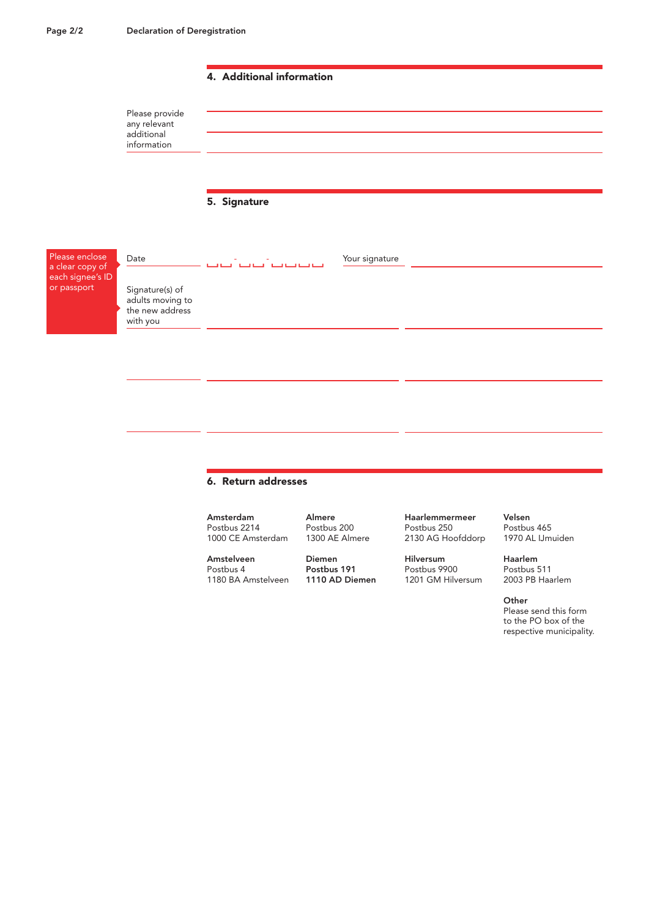## 4. Additional information

Please provide any relevant additional information

## 5. Signature

Please enclose a clear copy of each signee's ID or passport

Date __ __ - __ __ - __ __ __ __

Your signature

Signature(s) of adults moving to the new address with you

## 6. Return addresses

**Amsterdam**
Postbus 2214
1000 CE Amsterdam

**Almere**
Postbus 200
1300 AE Almere

**Haarlemmermeer**
Postbus 250
2130 AG Hoofddorp

**Velsen**
Postbus 465
1970 AL IJmuiden

**Amstelveen**
Postbus 4
1180 BA Amstelveen

**Diemen**
**Postbus 191**
**1110 AD Diemen**

**Hilversum**
Postbus 9900
1201 GM Hilversum

**Haarlem**
Postbus 511
2003 PB Haarlem

**Other**
Please send this form to the PO box of the respective municipality.